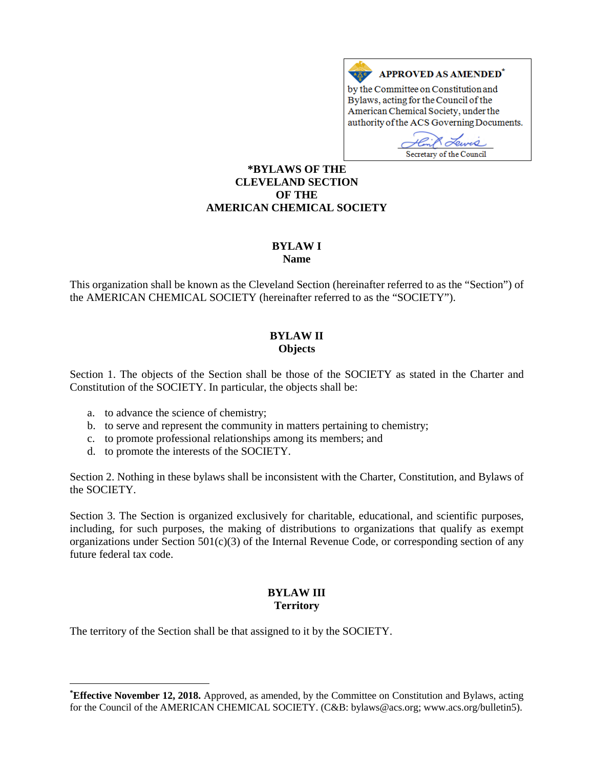**APPROVED AS AMENDED***

by the Committee on Constitution and Bylaws, acting for the Council of the American Chemical Society, under the authority of the ACS Governing Documents.

Secretary of the Council

# *BYLAWS OF THE CLEVELAND SECTION OF THE AMERICAN CHEMICAL SOCIETY

## BYLAW I
### Name

This organization shall be known as the Cleveland Section (hereinafter referred to as the "Section") of the AMERICAN CHEMICAL SOCIETY (hereinafter referred to as the "SOCIETY").

## BYLAW II
### Objects

Section 1. The objects of the Section shall be those of the SOCIETY as stated in the Charter and Constitution of the SOCIETY. In particular, the objects shall be:

a. to advance the science of chemistry;
b. to serve and represent the community in matters pertaining to chemistry;
c. to promote professional relationships among its members; and
d. to promote the interests of the SOCIETY.

Section 2. Nothing in these bylaws shall be inconsistent with the Charter, Constitution, and Bylaws of the SOCIETY.

Section 3. The Section is organized exclusively for charitable, educational, and scientific purposes, including, for such purposes, the making of distributions to organizations that qualify as exempt organizations under Section 501(c)(3) of the Internal Revenue Code, or corresponding section of any future federal tax code.

## BYLAW III
### Territory

The territory of the Section shall be that assigned to it by the SOCIETY.

---

***Effective November 12, 2018.** Approved, as amended, by the Committee on Constitution and Bylaws, acting for the Council of the AMERICAN CHEMICAL SOCIETY. (C&B: bylaws@acs.org; www.acs.org/bulletin5).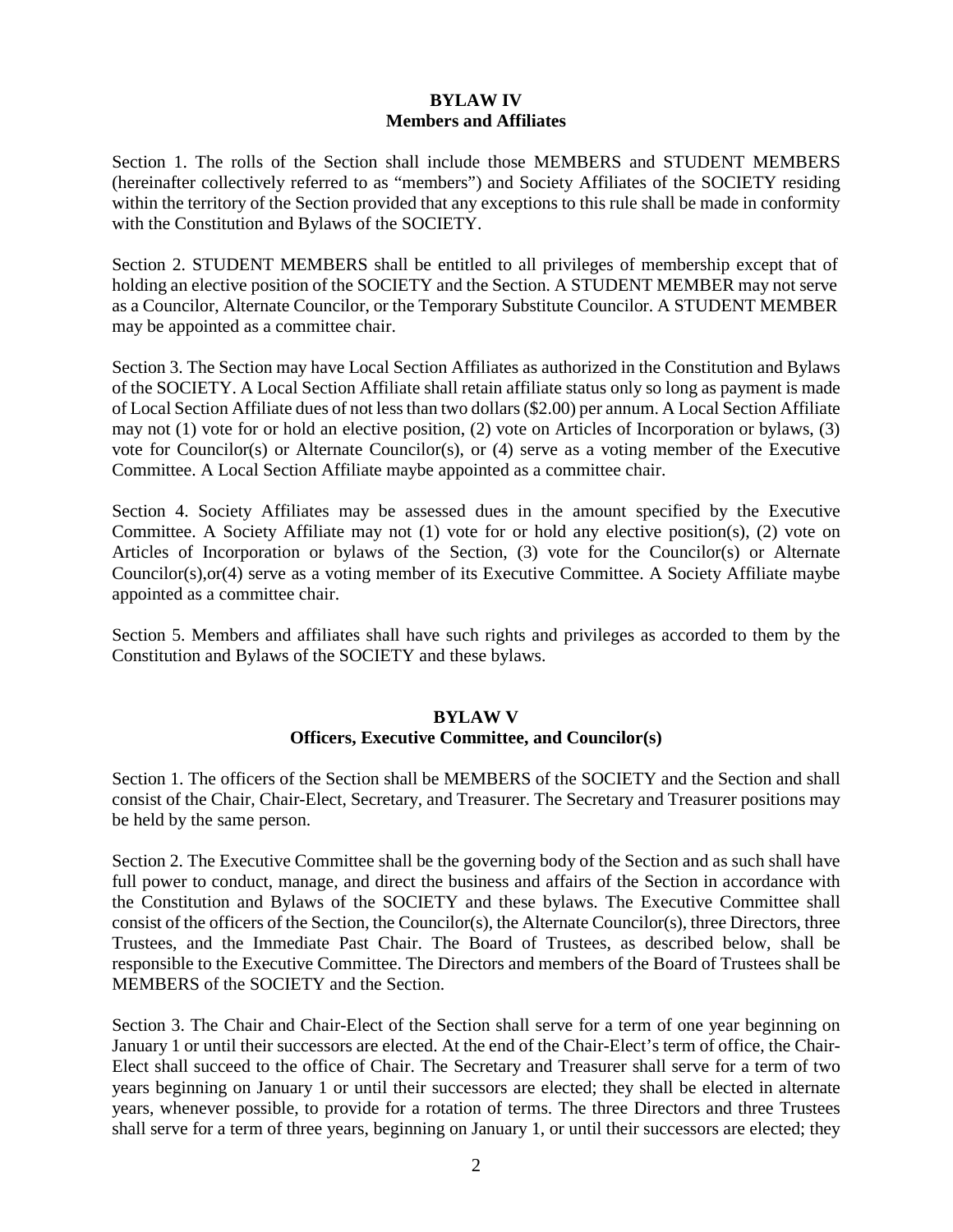**BYLAW IV**
**Members and Affiliates**

Section 1. The rolls of the Section shall include those MEMBERS and STUDENT MEMBERS (hereinafter collectively referred to as "members") and Society Affiliates of the SOCIETY residing within the territory of the Section provided that any exceptions to this rule shall be made in conformity with the Constitution and Bylaws of the SOCIETY.

Section 2. STUDENT MEMBERS shall be entitled to all privileges of membership except that of holding an elective position of the SOCIETY and the Section. A STUDENT MEMBER may not serve as a Councilor, Alternate Councilor, or the Temporary Substitute Councilor. A STUDENT MEMBER may be appointed as a committee chair.

Section 3. The Section may have Local Section Affiliates as authorized in the Constitution and Bylaws of the SOCIETY. A Local Section Affiliate shall retain affiliate status only so long as payment is made of Local Section Affiliate dues of not less than two dollars ($2.00) per annum. A Local Section Affiliate may not (1) vote for or hold an elective position, (2) vote on Articles of Incorporation or bylaws, (3) vote for Councilor(s) or Alternate Councilor(s), or (4) serve as a voting member of the Executive Committee. A Local Section Affiliate maybe appointed as a committee chair.

Section 4. Society Affiliates may be assessed dues in the amount specified by the Executive Committee. A Society Affiliate may not (1) vote for or hold any elective position(s), (2) vote on Articles of Incorporation or bylaws of the Section, (3) vote for the Councilor(s) or Alternate Councilor(s),or(4) serve as a voting member of its Executive Committee. A Society Affiliate maybe appointed as a committee chair.

Section 5. Members and affiliates shall have such rights and privileges as accorded to them by the Constitution and Bylaws of the SOCIETY and these bylaws.

**BYLAW V**
**Officers, Executive Committee, and Councilor(s)**

Section 1. The officers of the Section shall be MEMBERS of the SOCIETY and the Section and shall consist of the Chair, Chair-Elect, Secretary, and Treasurer. The Secretary and Treasurer positions may be held by the same person.

Section 2. The Executive Committee shall be the governing body of the Section and as such shall have full power to conduct, manage, and direct the business and affairs of the Section in accordance with the Constitution and Bylaws of the SOCIETY and these bylaws. The Executive Committee shall consist of the officers of the Section, the Councilor(s), the Alternate Councilor(s), three Directors, three Trustees, and the Immediate Past Chair. The Board of Trustees, as described below, shall be responsible to the Executive Committee. The Directors and members of the Board of Trustees shall be MEMBERS of the SOCIETY and the Section.

Section 3. The Chair and Chair-Elect of the Section shall serve for a term of one year beginning on January 1 or until their successors are elected. At the end of the Chair-Elect's term of office, the Chair-Elect shall succeed to the office of Chair. The Secretary and Treasurer shall serve for a term of two years beginning on January 1 or until their successors are elected; they shall be elected in alternate years, whenever possible, to provide for a rotation of terms. The three Directors and three Trustees shall serve for a term of three years, beginning on January 1, or until their successors are elected; they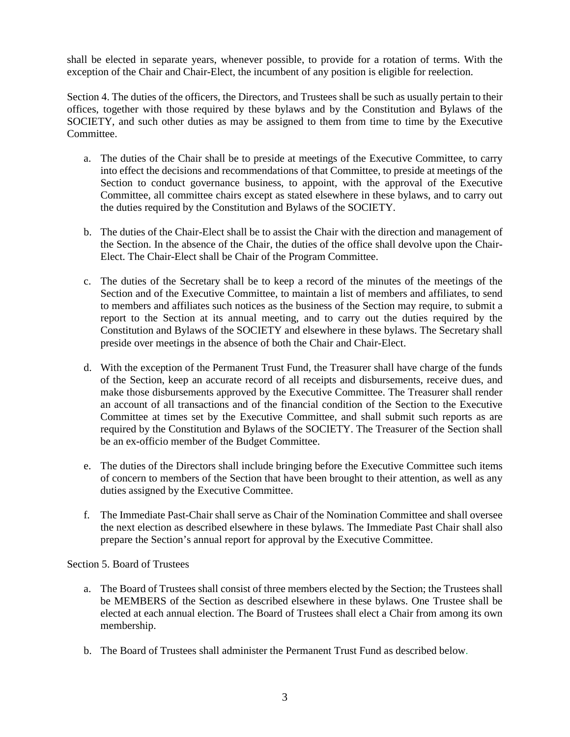shall be elected in separate years, whenever possible, to provide for a rotation of terms. With the exception of the Chair and Chair-Elect, the incumbent of any position is eligible for reelection.

Section 4. The duties of the officers, the Directors, and Trustees shall be such as usually pertain to their offices, together with those required by these bylaws and by the Constitution and Bylaws of the SOCIETY, and such other duties as may be assigned to them from time to time by the Executive Committee.

a. The duties of the Chair shall be to preside at meetings of the Executive Committee, to carry into effect the decisions and recommendations of that Committee, to preside at meetings of the Section to conduct governance business, to appoint, with the approval of the Executive Committee, all committee chairs except as stated elsewhere in these bylaws, and to carry out the duties required by the Constitution and Bylaws of the SOCIETY.

b. The duties of the Chair-Elect shall be to assist the Chair with the direction and management of the Section. In the absence of the Chair, the duties of the office shall devolve upon the Chair-Elect. The Chair-Elect shall be Chair of the Program Committee.

c. The duties of the Secretary shall be to keep a record of the minutes of the meetings of the Section and of the Executive Committee, to maintain a list of members and affiliates, to send to members and affiliates such notices as the business of the Section may require, to submit a report to the Section at its annual meeting, and to carry out the duties required by the Constitution and Bylaws of the SOCIETY and elsewhere in these bylaws. The Secretary shall preside over meetings in the absence of both the Chair and Chair-Elect.

d. With the exception of the Permanent Trust Fund, the Treasurer shall have charge of the funds of the Section, keep an accurate record of all receipts and disbursements, receive dues, and make those disbursements approved by the Executive Committee. The Treasurer shall render an account of all transactions and of the financial condition of the Section to the Executive Committee at times set by the Executive Committee, and shall submit such reports as are required by the Constitution and Bylaws of the SOCIETY. The Treasurer of the Section shall be an ex-officio member of the Budget Committee.

e. The duties of the Directors shall include bringing before the Executive Committee such items of concern to members of the Section that have been brought to their attention, as well as any duties assigned by the Executive Committee.

f. The Immediate Past-Chair shall serve as Chair of the Nomination Committee and shall oversee the next election as described elsewhere in these bylaws. The Immediate Past Chair shall also prepare the Section's annual report for approval by the Executive Committee.

Section 5. Board of Trustees

a. The Board of Trustees shall consist of three members elected by the Section; the Trustees shall be MEMBERS of the Section as described elsewhere in these bylaws. One Trustee shall be elected at each annual election. The Board of Trustees shall elect a Chair from among its own membership.

b. The Board of Trustees shall administer the Permanent Trust Fund as described below.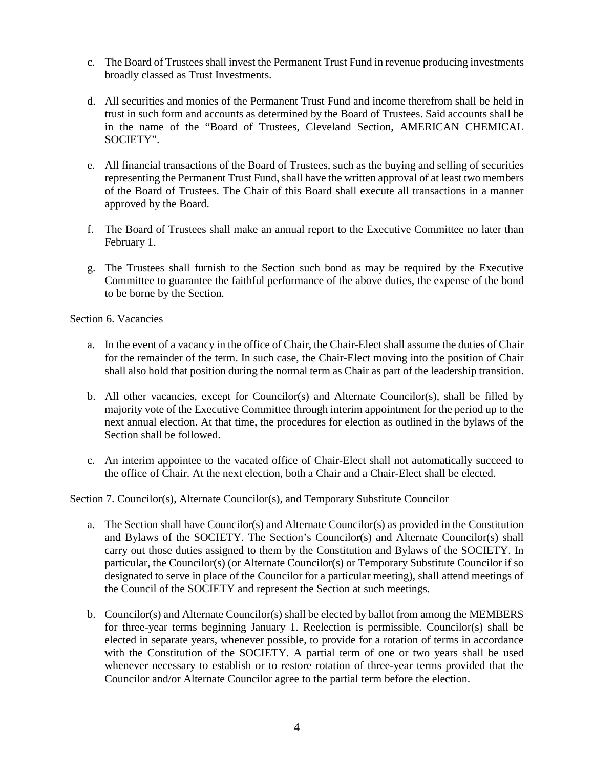c. The Board of Trustees shall invest the Permanent Trust Fund in revenue producing investments broadly classed as Trust Investments.

d. All securities and monies of the Permanent Trust Fund and income therefrom shall be held in trust in such form and accounts as determined by the Board of Trustees. Said accounts shall be in the name of the "Board of Trustees, Cleveland Section, AMERICAN CHEMICAL SOCIETY".

e. All financial transactions of the Board of Trustees, such as the buying and selling of securities representing the Permanent Trust Fund, shall have the written approval of at least two members of the Board of Trustees. The Chair of this Board shall execute all transactions in a manner approved by the Board.

f. The Board of Trustees shall make an annual report to the Executive Committee no later than February 1.

g. The Trustees shall furnish to the Section such bond as may be required by the Executive Committee to guarantee the faithful performance of the above duties, the expense of the bond to be borne by the Section.

Section 6. Vacancies

a. In the event of a vacancy in the office of Chair, the Chair-Elect shall assume the duties of Chair for the remainder of the term. In such case, the Chair-Elect moving into the position of Chair shall also hold that position during the normal term as Chair as part of the leadership transition.

b. All other vacancies, except for Councilor(s) and Alternate Councilor(s), shall be filled by majority vote of the Executive Committee through interim appointment for the period up to the next annual election. At that time, the procedures for election as outlined in the bylaws of the Section shall be followed.

c. An interim appointee to the vacated office of Chair-Elect shall not automatically succeed to the office of Chair. At the next election, both a Chair and a Chair-Elect shall be elected.

Section 7. Councilor(s), Alternate Councilor(s), and Temporary Substitute Councilor

a. The Section shall have Councilor(s) and Alternate Councilor(s) as provided in the Constitution and Bylaws of the SOCIETY. The Section's Councilor(s) and Alternate Councilor(s) shall carry out those duties assigned to them by the Constitution and Bylaws of the SOCIETY. In particular, the Councilor(s) (or Alternate Councilor(s) or Temporary Substitute Councilor if so designated to serve in place of the Councilor for a particular meeting), shall attend meetings of the Council of the SOCIETY and represent the Section at such meetings.

b. Councilor(s) and Alternate Councilor(s) shall be elected by ballot from among the MEMBERS for three-year terms beginning January 1. Reelection is permissible. Councilor(s) shall be elected in separate years, whenever possible, to provide for a rotation of terms in accordance with the Constitution of the SOCIETY. A partial term of one or two years shall be used whenever necessary to establish or to restore rotation of three-year terms provided that the Councilor and/or Alternate Councilor agree to the partial term before the election.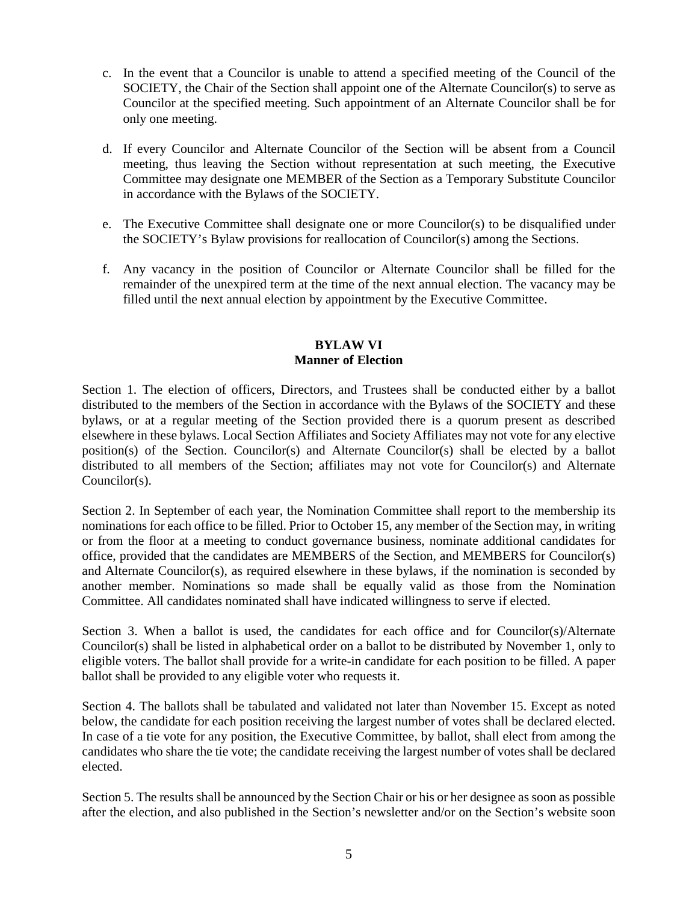c. In the event that a Councilor is unable to attend a specified meeting of the Council of the SOCIETY, the Chair of the Section shall appoint one of the Alternate Councilor(s) to serve as Councilor at the specified meeting. Such appointment of an Alternate Councilor shall be for only one meeting.

d. If every Councilor and Alternate Councilor of the Section will be absent from a Council meeting, thus leaving the Section without representation at such meeting, the Executive Committee may designate one MEMBER of the Section as a Temporary Substitute Councilor in accordance with the Bylaws of the SOCIETY.

e. The Executive Committee shall designate one or more Councilor(s) to be disqualified under the SOCIETY's Bylaw provisions for reallocation of Councilor(s) among the Sections.

f. Any vacancy in the position of Councilor or Alternate Councilor shall be filled for the remainder of the unexpired term at the time of the next annual election. The vacancy may be filled until the next annual election by appointment by the Executive Committee.

## BYLAW VI
## Manner of Election

Section 1. The election of officers, Directors, and Trustees shall be conducted either by a ballot distributed to the members of the Section in accordance with the Bylaws of the SOCIETY and these bylaws, or at a regular meeting of the Section provided there is a quorum present as described elsewhere in these bylaws. Local Section Affiliates and Society Affiliates may not vote for any elective position(s) of the Section. Councilor(s) and Alternate Councilor(s) shall be elected by a ballot distributed to all members of the Section; affiliates may not vote for Councilor(s) and Alternate Councilor(s).

Section 2. In September of each year, the Nomination Committee shall report to the membership its nominations for each office to be filled. Prior to October 15, any member of the Section may, in writing or from the floor at a meeting to conduct governance business, nominate additional candidates for office, provided that the candidates are MEMBERS of the Section, and MEMBERS for Councilor(s) and Alternate Councilor(s), as required elsewhere in these bylaws, if the nomination is seconded by another member. Nominations so made shall be equally valid as those from the Nomination Committee. All candidates nominated shall have indicated willingness to serve if elected.

Section 3. When a ballot is used, the candidates for each office and for Councilor(s)/Alternate Councilor(s) shall be listed in alphabetical order on a ballot to be distributed by November 1, only to eligible voters. The ballot shall provide for a write-in candidate for each position to be filled. A paper ballot shall be provided to any eligible voter who requests it.

Section 4. The ballots shall be tabulated and validated not later than November 15. Except as noted below, the candidate for each position receiving the largest number of votes shall be declared elected. In case of a tie vote for any position, the Executive Committee, by ballot, shall elect from among the candidates who share the tie vote; the candidate receiving the largest number of votes shall be declared elected.

Section 5. The results shall be announced by the Section Chair or his or her designee as soon as possible after the election, and also published in the Section's newsletter and/or on the Section's website soon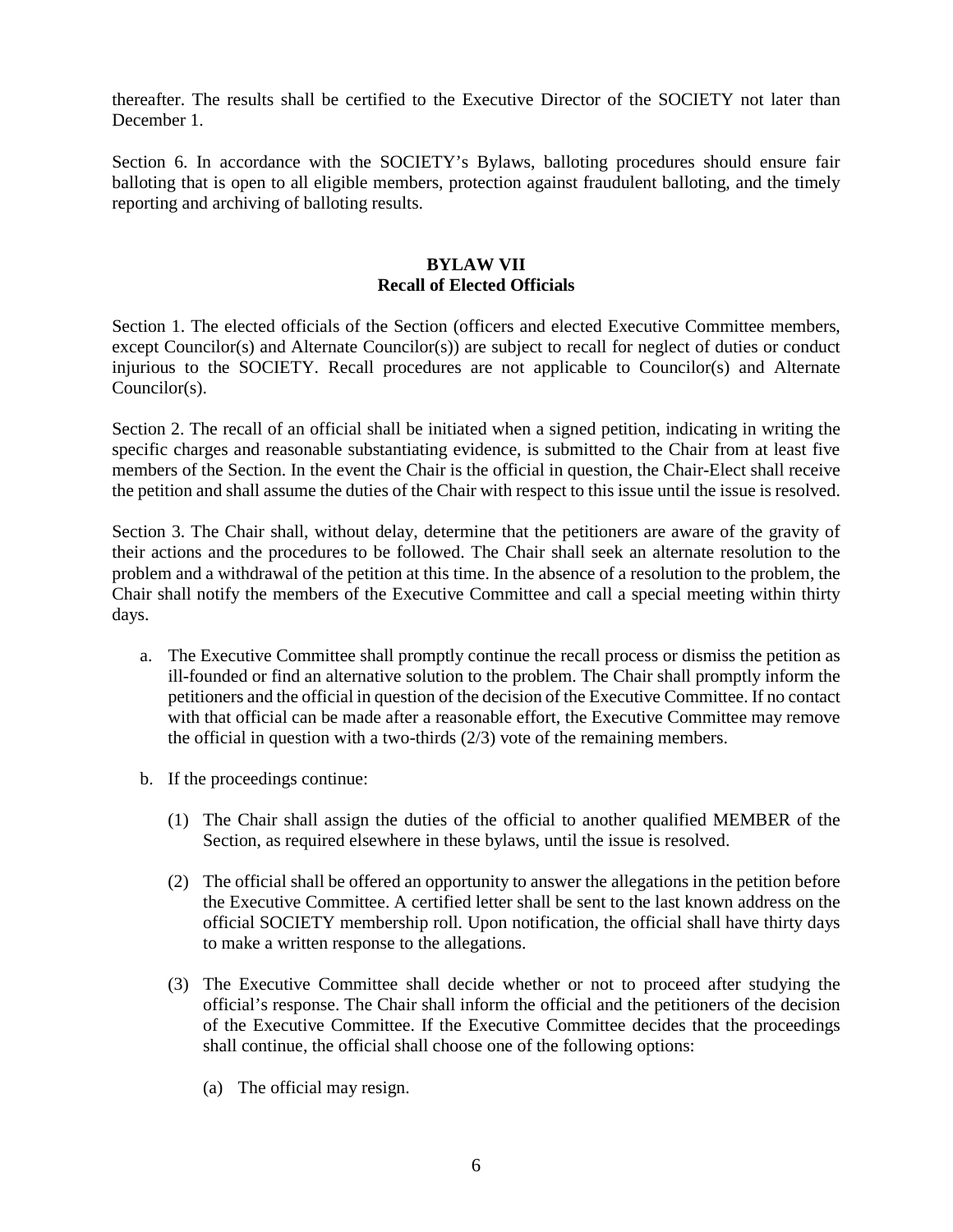thereafter. The results shall be certified to the Executive Director of the SOCIETY not later than December 1.

Section 6. In accordance with the SOCIETY's Bylaws, balloting procedures should ensure fair balloting that is open to all eligible members, protection against fraudulent balloting, and the timely reporting and archiving of balloting results.

## BYLAW VII
## Recall of Elected Officials

Section 1. The elected officials of the Section (officers and elected Executive Committee members, except Councilor(s) and Alternate Councilor(s)) are subject to recall for neglect of duties or conduct injurious to the SOCIETY. Recall procedures are not applicable to Councilor(s) and Alternate Councilor(s).

Section 2. The recall of an official shall be initiated when a signed petition, indicating in writing the specific charges and reasonable substantiating evidence, is submitted to the Chair from at least five members of the Section. In the event the Chair is the official in question, the Chair-Elect shall receive the petition and shall assume the duties of the Chair with respect to this issue until the issue is resolved.

Section 3. The Chair shall, without delay, determine that the petitioners are aware of the gravity of their actions and the procedures to be followed. The Chair shall seek an alternate resolution to the problem and a withdrawal of the petition at this time. In the absence of a resolution to the problem, the Chair shall notify the members of the Executive Committee and call a special meeting within thirty days.

a. The Executive Committee shall promptly continue the recall process or dismiss the petition as ill-founded or find an alternative solution to the problem. The Chair shall promptly inform the petitioners and the official in question of the decision of the Executive Committee. If no contact with that official can be made after a reasonable effort, the Executive Committee may remove the official in question with a two-thirds (2/3) vote of the remaining members.

b. If the proceedings continue:

   (1) The Chair shall assign the duties of the official to another qualified MEMBER of the Section, as required elsewhere in these bylaws, until the issue is resolved.

   (2) The official shall be offered an opportunity to answer the allegations in the petition before the Executive Committee. A certified letter shall be sent to the last known address on the official SOCIETY membership roll. Upon notification, the official shall have thirty days to make a written response to the allegations.

   (3) The Executive Committee shall decide whether or not to proceed after studying the official's response. The Chair shall inform the official and the petitioners of the decision of the Executive Committee. If the Executive Committee decides that the proceedings shall continue, the official shall choose one of the following options:

      (a) The official may resign.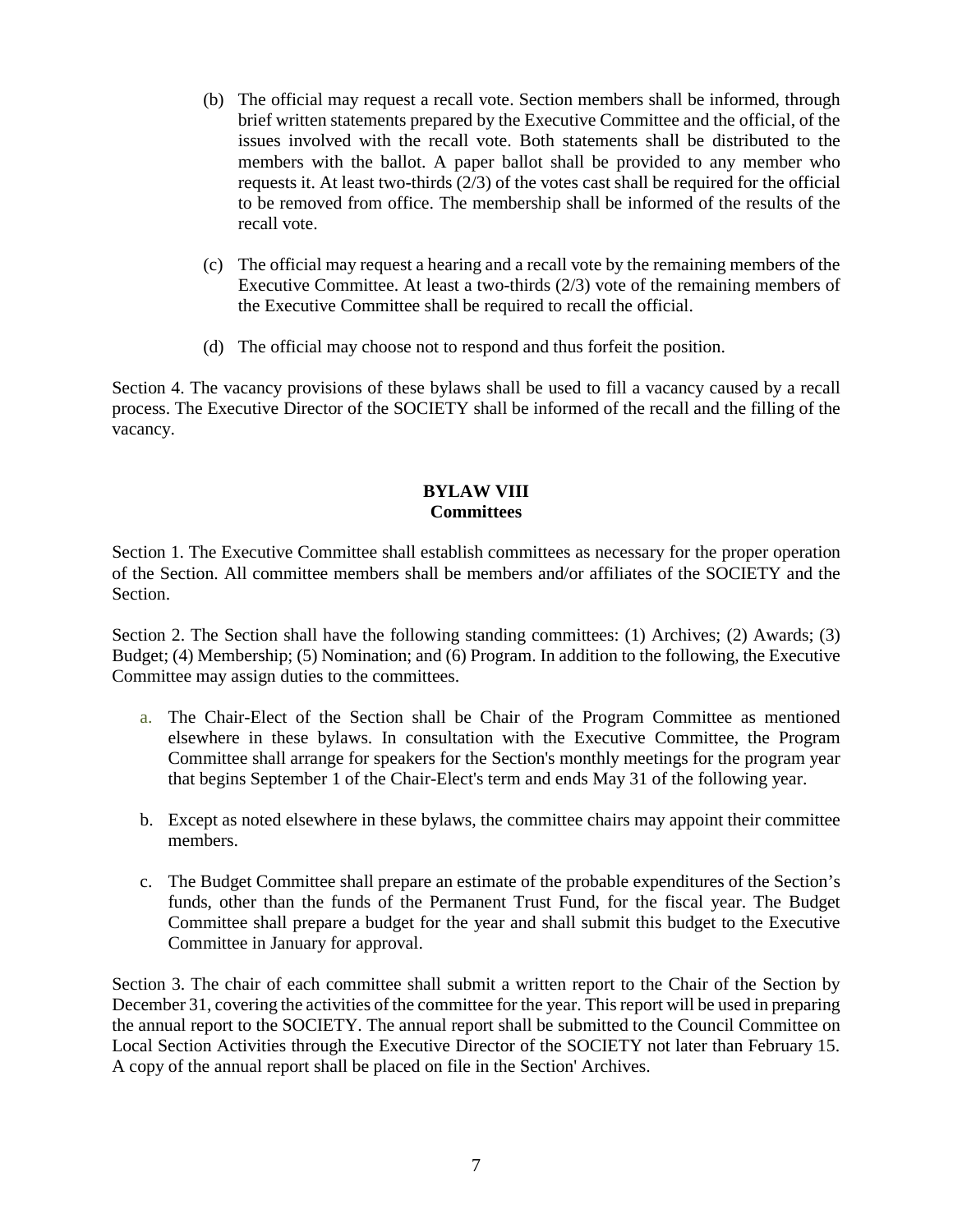(b) The official may request a recall vote. Section members shall be informed, through brief written statements prepared by the Executive Committee and the official, of the issues involved with the recall vote. Both statements shall be distributed to the members with the ballot. A paper ballot shall be provided to any member who requests it. At least two-thirds (2/3) of the votes cast shall be required for the official to be removed from office. The membership shall be informed of the results of the recall vote.

(c) The official may request a hearing and a recall vote by the remaining members of the Executive Committee. At least a two-thirds (2/3) vote of the remaining members of the Executive Committee shall be required to recall the official.

(d) The official may choose not to respond and thus forfeit the position.

Section 4. The vacancy provisions of these bylaws shall be used to fill a vacancy caused by a recall process. The Executive Director of the SOCIETY shall be informed of the recall and the filling of the vacancy.

## BYLAW VIII
## Committees

Section 1. The Executive Committee shall establish committees as necessary for the proper operation of the Section. All committee members shall be members and/or affiliates of the SOCIETY and the Section.

Section 2. The Section shall have the following standing committees: (1) Archives; (2) Awards; (3) Budget; (4) Membership; (5) Nomination; and (6) Program. In addition to the following, the Executive Committee may assign duties to the committees.

a. The Chair-Elect of the Section shall be Chair of the Program Committee as mentioned elsewhere in these bylaws. In consultation with the Executive Committee, the Program Committee shall arrange for speakers for the Section's monthly meetings for the program year that begins September 1 of the Chair-Elect's term and ends May 31 of the following year.

b. Except as noted elsewhere in these bylaws, the committee chairs may appoint their committee members.

c. The Budget Committee shall prepare an estimate of the probable expenditures of the Section's funds, other than the funds of the Permanent Trust Fund, for the fiscal year. The Budget Committee shall prepare a budget for the year and shall submit this budget to the Executive Committee in January for approval.

Section 3. The chair of each committee shall submit a written report to the Chair of the Section by December 31, covering the activities of the committee for the year. This report will be used in preparing the annual report to the SOCIETY. The annual report shall be submitted to the Council Committee on Local Section Activities through the Executive Director of the SOCIETY not later than February 15. A copy of the annual report shall be placed on file in the Section' Archives.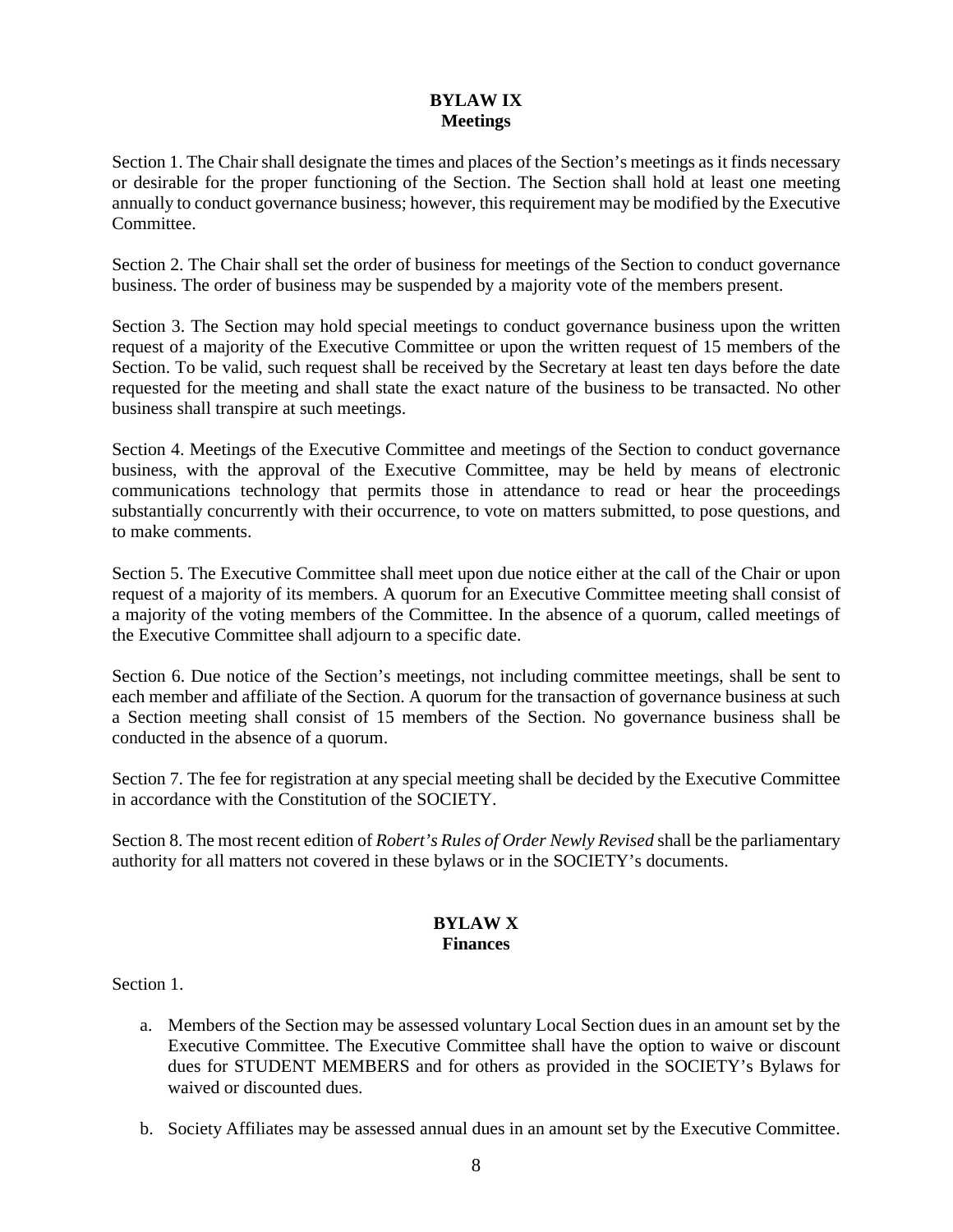## BYLAW IX
## Meetings

Section 1. The Chair shall designate the times and places of the Section's meetings as it finds necessary or desirable for the proper functioning of the Section. The Section shall hold at least one meeting annually to conduct governance business; however, this requirement may be modified by the Executive Committee.

Section 2. The Chair shall set the order of business for meetings of the Section to conduct governance business. The order of business may be suspended by a majority vote of the members present.

Section 3. The Section may hold special meetings to conduct governance business upon the written request of a majority of the Executive Committee or upon the written request of 15 members of the Section. To be valid, such request shall be received by the Secretary at least ten days before the date requested for the meeting and shall state the exact nature of the business to be transacted. No other business shall transpire at such meetings.

Section 4. Meetings of the Executive Committee and meetings of the Section to conduct governance business, with the approval of the Executive Committee, may be held by means of electronic communications technology that permits those in attendance to read or hear the proceedings substantially concurrently with their occurrence, to vote on matters submitted, to pose questions, and to make comments.

Section 5. The Executive Committee shall meet upon due notice either at the call of the Chair or upon request of a majority of its members. A quorum for an Executive Committee meeting shall consist of a majority of the voting members of the Committee. In the absence of a quorum, called meetings of the Executive Committee shall adjourn to a specific date.

Section 6. Due notice of the Section's meetings, not including committee meetings, shall be sent to each member and affiliate of the Section. A quorum for the transaction of governance business at such a Section meeting shall consist of 15 members of the Section. No governance business shall be conducted in the absence of a quorum.

Section 7. The fee for registration at any special meeting shall be decided by the Executive Committee in accordance with the Constitution of the SOCIETY.

Section 8. The most recent edition of *Robert's Rules of Order Newly Revised* shall be the parliamentary authority for all matters not covered in these bylaws or in the SOCIETY's documents.

## BYLAW X
## Finances

Section 1.

a. Members of the Section may be assessed voluntary Local Section dues in an amount set by the Executive Committee. The Executive Committee shall have the option to waive or discount dues for STUDENT MEMBERS and for others as provided in the SOCIETY's Bylaws for waived or discounted dues.

b. Society Affiliates may be assessed annual dues in an amount set by the Executive Committee.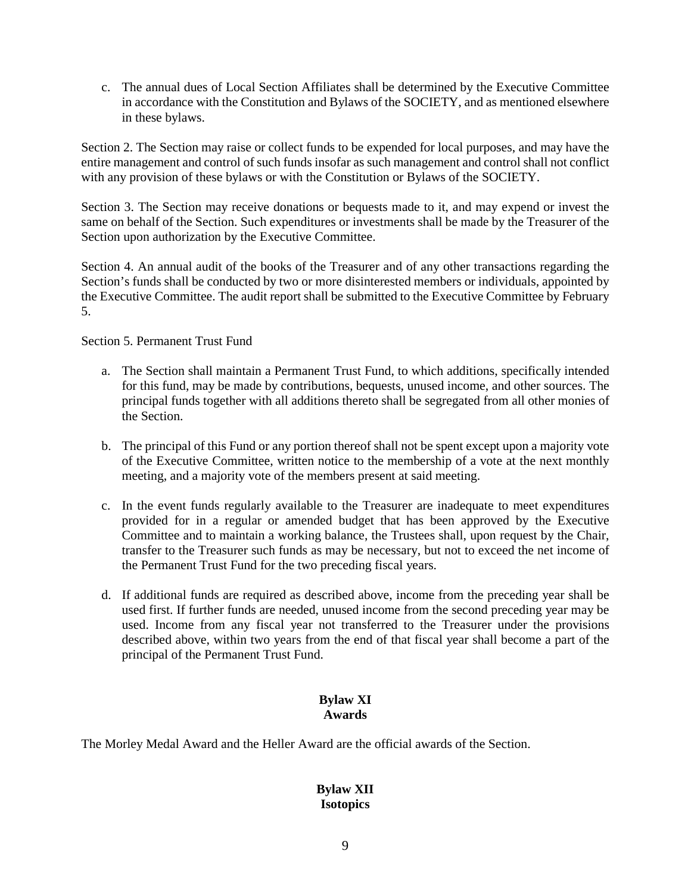c. The annual dues of Local Section Affiliates shall be determined by the Executive Committee in accordance with the Constitution and Bylaws of the SOCIETY, and as mentioned elsewhere in these bylaws.

Section 2. The Section may raise or collect funds to be expended for local purposes, and may have the entire management and control of such funds insofar as such management and control shall not conflict with any provision of these bylaws or with the Constitution or Bylaws of the SOCIETY.

Section 3. The Section may receive donations or bequests made to it, and may expend or invest the same on behalf of the Section. Such expenditures or investments shall be made by the Treasurer of the Section upon authorization by the Executive Committee.

Section 4. An annual audit of the books of the Treasurer and of any other transactions regarding the Section's funds shall be conducted by two or more disinterested members or individuals, appointed by the Executive Committee. The audit report shall be submitted to the Executive Committee by February 5.

Section 5. Permanent Trust Fund

a. The Section shall maintain a Permanent Trust Fund, to which additions, specifically intended for this fund, may be made by contributions, bequests, unused income, and other sources. The principal funds together with all additions thereto shall be segregated from all other monies of the Section.

b. The principal of this Fund or any portion thereof shall not be spent except upon a majority vote of the Executive Committee, written notice to the membership of a vote at the next monthly meeting, and a majority vote of the members present at said meeting.

c. In the event funds regularly available to the Treasurer are inadequate to meet expenditures provided for in a regular or amended budget that has been approved by the Executive Committee and to maintain a working balance, the Trustees shall, upon request by the Chair, transfer to the Treasurer such funds as may be necessary, but not to exceed the net income of the Permanent Trust Fund for the two preceding fiscal years.

d. If additional funds are required as described above, income from the preceding year shall be used first. If further funds are needed, unused income from the second preceding year may be used. Income from any fiscal year not transferred to the Treasurer under the provisions described above, within two years from the end of that fiscal year shall become a part of the principal of the Permanent Trust Fund.

## Bylaw XI
## Awards

The Morley Medal Award and the Heller Award are the official awards of the Section.

## Bylaw XII
## Isotopics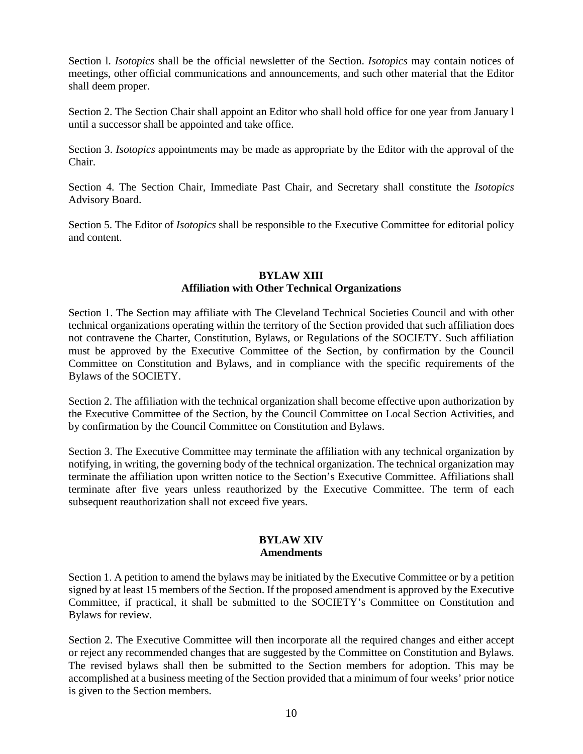Section l. *Isotopics* shall be the official newsletter of the Section. *Isotopics* may contain notices of meetings, other official communications and announcements, and such other material that the Editor shall deem proper.

Section 2. The Section Chair shall appoint an Editor who shall hold office for one year from January l until a successor shall be appointed and take office.

Section 3. *Isotopics* appointments may be made as appropriate by the Editor with the approval of the Chair.

Section 4. The Section Chair, Immediate Past Chair, and Secretary shall constitute the *Isotopics* Advisory Board.

Section 5. The Editor of *Isotopics* shall be responsible to the Executive Committee for editorial policy and content.

## BYLAW XIII
## Affiliation with Other Technical Organizations

Section 1. The Section may affiliate with The Cleveland Technical Societies Council and with other technical organizations operating within the territory of the Section provided that such affiliation does not contravene the Charter, Constitution, Bylaws, or Regulations of the SOCIETY. Such affiliation must be approved by the Executive Committee of the Section, by confirmation by the Council Committee on Constitution and Bylaws, and in compliance with the specific requirements of the Bylaws of the SOCIETY.

Section 2. The affiliation with the technical organization shall become effective upon authorization by the Executive Committee of the Section, by the Council Committee on Local Section Activities, and by confirmation by the Council Committee on Constitution and Bylaws.

Section 3. The Executive Committee may terminate the affiliation with any technical organization by notifying, in writing, the governing body of the technical organization. The technical organization may terminate the affiliation upon written notice to the Section's Executive Committee. Affiliations shall terminate after five years unless reauthorized by the Executive Committee. The term of each subsequent reauthorization shall not exceed five years.

## BYLAW XIV
## Amendments

Section 1. A petition to amend the bylaws may be initiated by the Executive Committee or by a petition signed by at least 15 members of the Section. If the proposed amendment is approved by the Executive Committee, if practical, it shall be submitted to the SOCIETY's Committee on Constitution and Bylaws for review.

Section 2. The Executive Committee will then incorporate all the required changes and either accept or reject any recommended changes that are suggested by the Committee on Constitution and Bylaws. The revised bylaws shall then be submitted to the Section members for adoption. This may be accomplished at a business meeting of the Section provided that a minimum of four weeks' prior notice is given to the Section members.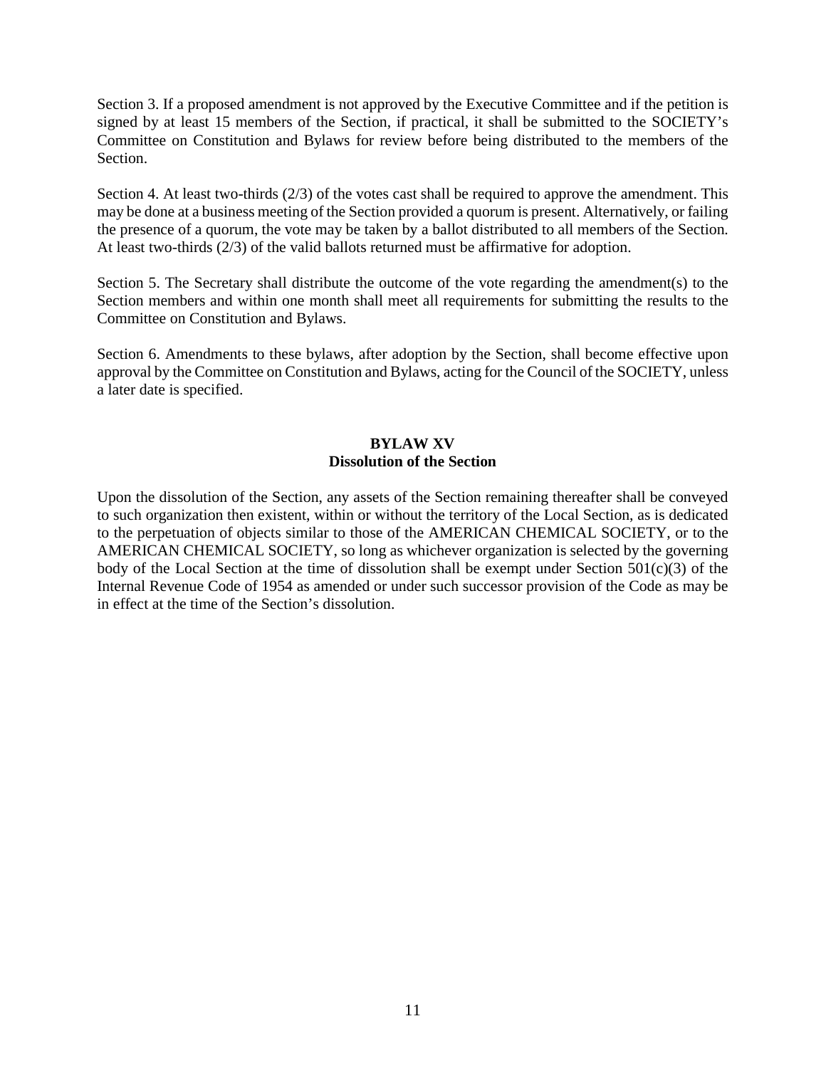Section 3. If a proposed amendment is not approved by the Executive Committee and if the petition is signed by at least 15 members of the Section, if practical, it shall be submitted to the SOCIETY's Committee on Constitution and Bylaws for review before being distributed to the members of the Section.

Section 4. At least two-thirds (2/3) of the votes cast shall be required to approve the amendment. This may be done at a business meeting of the Section provided a quorum is present. Alternatively, or failing the presence of a quorum, the vote may be taken by a ballot distributed to all members of the Section. At least two-thirds (2/3) of the valid ballots returned must be affirmative for adoption.

Section 5. The Secretary shall distribute the outcome of the vote regarding the amendment(s) to the Section members and within one month shall meet all requirements for submitting the results to the Committee on Constitution and Bylaws.

Section 6. Amendments to these bylaws, after adoption by the Section, shall become effective upon approval by the Committee on Constitution and Bylaws, acting for the Council of the SOCIETY, unless a later date is specified.

## BYLAW XV
## Dissolution of the Section

Upon the dissolution of the Section, any assets of the Section remaining thereafter shall be conveyed to such organization then existent, within or without the territory of the Local Section, as is dedicated to the perpetuation of objects similar to those of the AMERICAN CHEMICAL SOCIETY, or to the AMERICAN CHEMICAL SOCIETY, so long as whichever organization is selected by the governing body of the Local Section at the time of dissolution shall be exempt under Section 501(c)(3) of the Internal Revenue Code of 1954 as amended or under such successor provision of the Code as may be in effect at the time of the Section's dissolution.